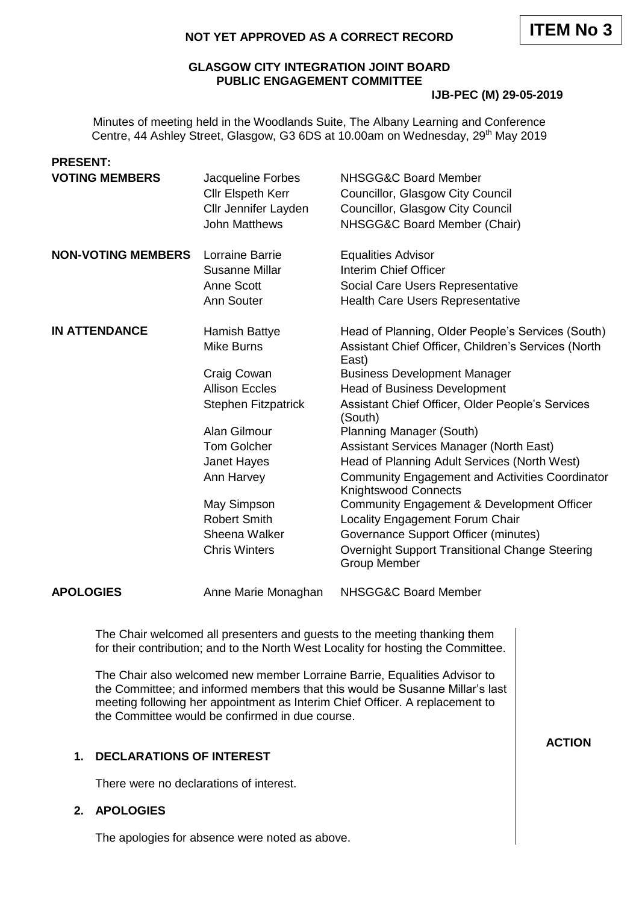**ITEM No 3**

**NOT YET APPROVED AS A CORRECT RECORD**

**GLASGOW CITY INTEGRATION JOINT BOARD**
**PUBLIC ENGAGEMENT COMMITTEE**

**IJB-PEC (M) 29-05-2019**

Minutes of meeting held in the Woodlands Suite, The Albany Learning and Conference Centre, 44 Ashley Street, Glasgow, G3 6DS at 10.00am on Wednesday, 29th May 2019

**PRESENT:**

| | | |
|---|---|---|
| **VOTING MEMBERS** | Jacqueline Forbes | NHSGG&C Board Member |
| | Cllr Elspeth Kerr | Councillor, Glasgow City Council |
| | Cllr Jennifer Layden | Councillor, Glasgow City Council |
| | John Matthews | NHSGG&C Board Member (Chair) |
| **NON-VOTING MEMBERS** | Lorraine Barrie | Equalities Advisor |
| | Susanne Millar | Interim Chief Officer |
| | Anne Scott | Social Care Users Representative |
| | Ann Souter | Health Care Users Representative |
| **IN ATTENDANCE** | Hamish Battye | Head of Planning, Older People's Services (South) |
| | Mike Burns | Assistant Chief Officer, Children's Services (North East) |
| | Craig Cowan | Business Development Manager |
| | Allison Eccles | Head of Business Development |
| | Stephen Fitzpatrick | Assistant Chief Officer, Older People's Services (South) |
| | Alan Gilmour | Planning Manager (South) |
| | Tom Golcher | Assistant Services Manager (North East) |
| | Janet Hayes | Head of Planning Adult Services (North West) |
| | Ann Harvey | Community Engagement and Activities Coordinator Knightswood Connects |
| | May Simpson | Community Engagement & Development Officer |
| | Robert Smith | Locality Engagement Forum Chair |
| | Sheena Walker | Governance Support Officer (minutes) |
| | Chris Winters | Overnight Support Transitional Change Steering Group Member |
| **APOLOGIES** | Anne Marie Monaghan | NHSGG&C Board Member |

The Chair welcomed all presenters and guests to the meeting thanking them for their contribution; and to the North West Locality for hosting the Committee.

The Chair also welcomed new member Lorraine Barrie, Equalities Advisor to the Committee; and informed members that this would be Susanne Millar's last meeting following her appointment as Interim Chief Officer. A replacement to the Committee would be confirmed in due course.

**ACTION**

**1. DECLARATIONS OF INTEREST**

There were no declarations of interest.

**2. APOLOGIES**

The apologies for absence were noted as above.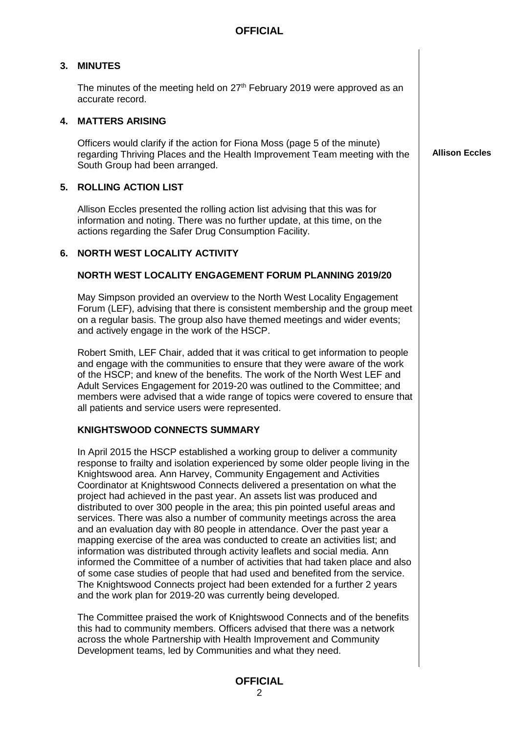## 3. MINUTES

The minutes of the meeting held on 27th February 2019 were approved as an accurate record.

## 4. MATTERS ARISING

Officers would clarify if the action for Fiona Moss (page 5 of the minute) regarding Thriving Places and the Health Improvement Team meeting with the South Group had been arranged.

**Allison Eccles**

## 5. ROLLING ACTION LIST

Allison Eccles presented the rolling action list advising that this was for information and noting. There was no further update, at this time, on the actions regarding the Safer Drug Consumption Facility.

## 6. NORTH WEST LOCALITY ACTIVITY

### NORTH WEST LOCALITY ENGAGEMENT FORUM PLANNING 2019/20

May Simpson provided an overview to the North West Locality Engagement Forum (LEF), advising that there is consistent membership and the group meet on a regular basis. The group also have themed meetings and wider events; and actively engage in the work of the HSCP.

Robert Smith, LEF Chair, added that it was critical to get information to people and engage with the communities to ensure that they were aware of the work of the HSCP; and knew of the benefits. The work of the North West LEF and Adult Services Engagement for 2019-20 was outlined to the Committee; and members were advised that a wide range of topics were covered to ensure that all patients and service users were represented.

### KNIGHTSWOOD CONNECTS SUMMARY

In April 2015 the HSCP established a working group to deliver a community response to frailty and isolation experienced by some older people living in the Knightswood area. Ann Harvey, Community Engagement and Activities Coordinator at Knightswood Connects delivered a presentation on what the project had achieved in the past year. An assets list was produced and distributed to over 300 people in the area; this pin pointed useful areas and services. There was also a number of community meetings across the area and an evaluation day with 80 people in attendance. Over the past year a mapping exercise of the area was conducted to create an activities list; and information was distributed through activity leaflets and social media. Ann informed the Committee of a number of activities that had taken place and also of some case studies of people that had used and benefited from the service. The Knightswood Connects project had been extended for a further 2 years and the work plan for 2019-20 was currently being developed.

The Committee praised the work of Knightswood Connects and of the benefits this had to community members. Officers advised that there was a network across the whole Partnership with Health Improvement and Community Development teams, led by Communities and what they need.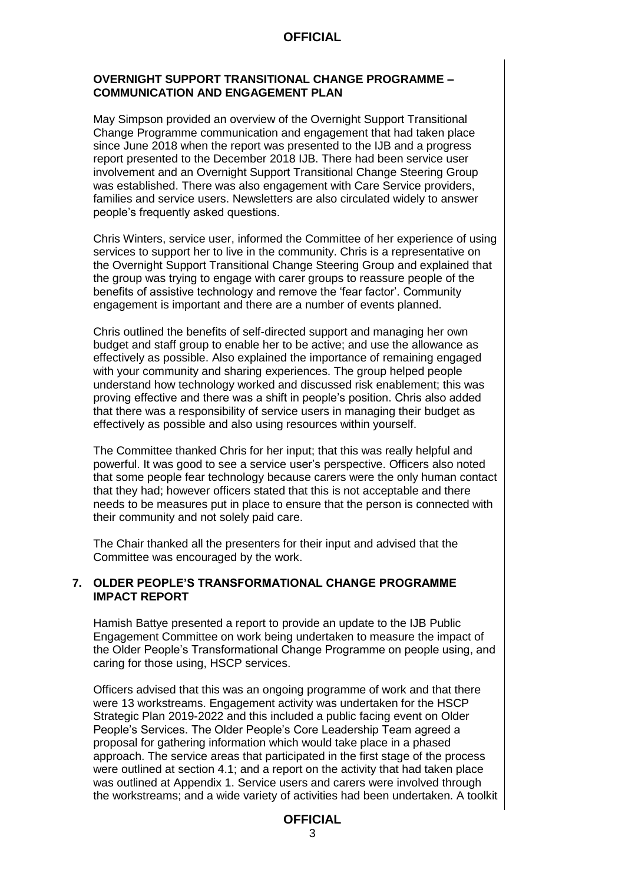**OVERNIGHT SUPPORT TRANSITIONAL CHANGE PROGRAMME – COMMUNICATION AND ENGAGEMENT PLAN**

May Simpson provided an overview of the Overnight Support Transitional Change Programme communication and engagement that had taken place since June 2018 when the report was presented to the IJB and a progress report presented to the December 2018 IJB. There had been service user involvement and an Overnight Support Transitional Change Steering Group was established. There was also engagement with Care Service providers, families and service users. Newsletters are also circulated widely to answer people's frequently asked questions.

Chris Winters, service user, informed the Committee of her experience of using services to support her to live in the community. Chris is a representative on the Overnight Support Transitional Change Steering Group and explained that the group was trying to engage with carer groups to reassure people of the benefits of assistive technology and remove the 'fear factor'. Community engagement is important and there are a number of events planned.

Chris outlined the benefits of self-directed support and managing her own budget and staff group to enable her to be active; and use the allowance as effectively as possible. Also explained the importance of remaining engaged with your community and sharing experiences. The group helped people understand how technology worked and discussed risk enablement; this was proving effective and there was a shift in people's position. Chris also added that there was a responsibility of service users in managing their budget as effectively as possible and also using resources within yourself.

The Committee thanked Chris for her input; that this was really helpful and powerful. It was good to see a service user's perspective. Officers also noted that some people fear technology because carers were the only human contact that they had; however officers stated that this is not acceptable and there needs to be measures put in place to ensure that the person is connected with their community and not solely paid care.

The Chair thanked all the presenters for their input and advised that the Committee was encouraged by the work.

## 7. OLDER PEOPLE'S TRANSFORMATIONAL CHANGE PROGRAMME IMPACT REPORT

Hamish Battye presented a report to provide an update to the IJB Public Engagement Committee on work being undertaken to measure the impact of the Older People's Transformational Change Programme on people using, and caring for those using, HSCP services.

Officers advised that this was an ongoing programme of work and that there were 13 workstreams. Engagement activity was undertaken for the HSCP Strategic Plan 2019-2022 and this included a public facing event on Older People's Services. The Older People's Core Leadership Team agreed a proposal for gathering information which would take place in a phased approach. The service areas that participated in the first stage of the process were outlined at section 4.1; and a report on the activity that had taken place was outlined at Appendix 1. Service users and carers were involved through the workstreams; and a wide variety of activities had been undertaken. A toolkit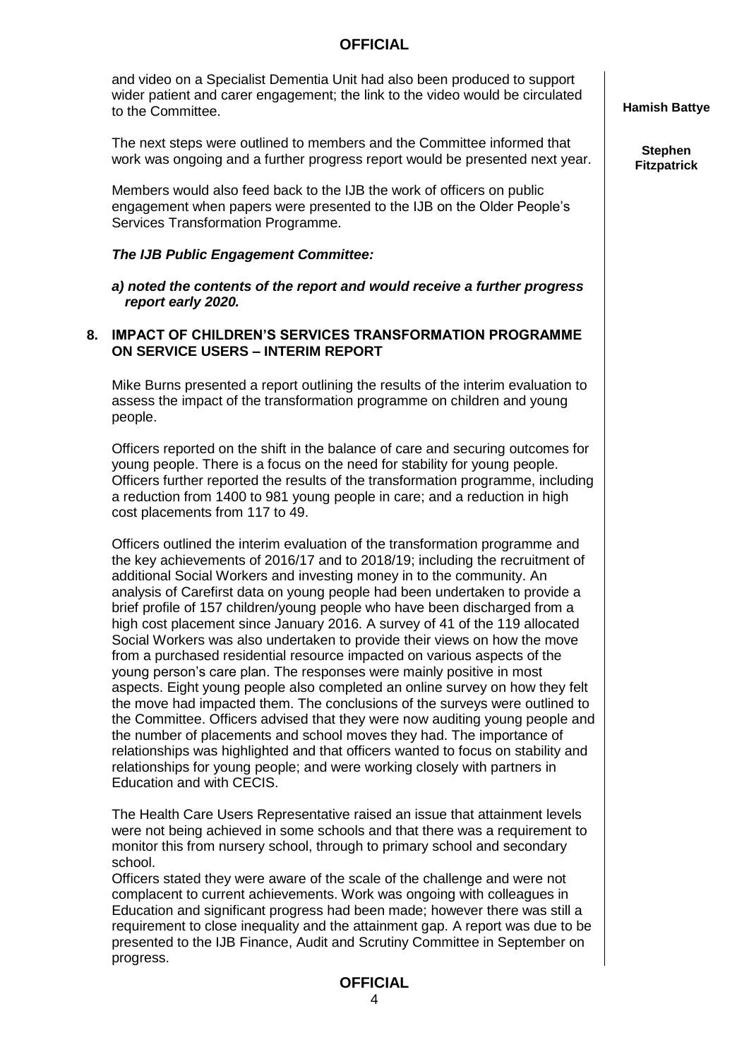and video on a Specialist Dementia Unit had also been produced to support wider patient and carer engagement; the link to the video would be circulated to the Committee. **Hamish Battye**

The next steps were outlined to members and the Committee informed that work was ongoing and a further progress report would be presented next year. **Stephen Fitzpatrick**

Members would also feed back to the IJB the work of officers on public engagement when papers were presented to the IJB on the Older People's Services Transformation Programme.

***The IJB Public Engagement Committee:***

***a) noted the contents of the report and would receive a further progress report early 2020.***

## 8. IMPACT OF CHILDREN'S SERVICES TRANSFORMATION PROGRAMME ON SERVICE USERS – INTERIM REPORT

Mike Burns presented a report outlining the results of the interim evaluation to assess the impact of the transformation programme on children and young people.

Officers reported on the shift in the balance of care and securing outcomes for young people. There is a focus on the need for stability for young people. Officers further reported the results of the transformation programme, including a reduction from 1400 to 981 young people in care; and a reduction in high cost placements from 117 to 49.

Officers outlined the interim evaluation of the transformation programme and the key achievements of 2016/17 and to 2018/19; including the recruitment of additional Social Workers and investing money in to the community. An analysis of Carefirst data on young people had been undertaken to provide a brief profile of 157 children/young people who have been discharged from a high cost placement since January 2016. A survey of 41 of the 119 allocated Social Workers was also undertaken to provide their views on how the move from a purchased residential resource impacted on various aspects of the young person's care plan. The responses were mainly positive in most aspects. Eight young people also completed an online survey on how they felt the move had impacted them. The conclusions of the surveys were outlined to the Committee. Officers advised that they were now auditing young people and the number of placements and school moves they had. The importance of relationships was highlighted and that officers wanted to focus on stability and relationships for young people; and were working closely with partners in Education and with CECIS.

The Health Care Users Representative raised an issue that attainment levels were not being achieved in some schools and that there was a requirement to monitor this from nursery school, through to primary school and secondary school.
Officers stated they were aware of the scale of the challenge and were not complacent to current achievements. Work was ongoing with colleagues in Education and significant progress had been made; however there was still a requirement to close inequality and the attainment gap. A report was due to be presented to the IJB Finance, Audit and Scrutiny Committee in September on progress.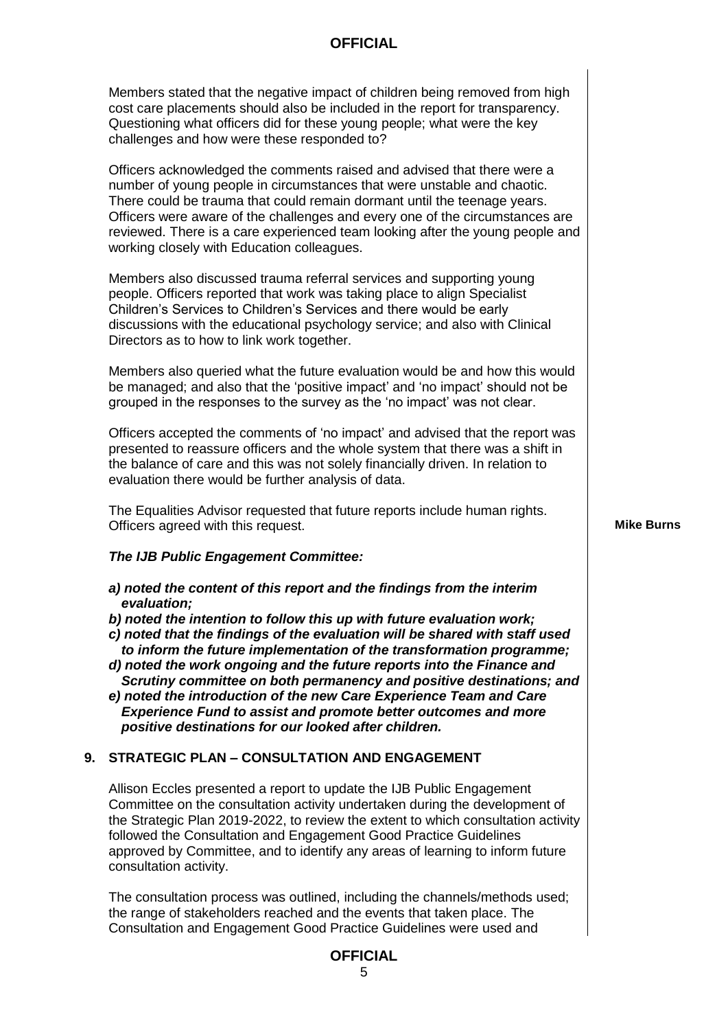Members stated that the negative impact of children being removed from high cost care placements should also be included in the report for transparency. Questioning what officers did for these young people; what were the key challenges and how were these responded to?

Officers acknowledged the comments raised and advised that there were a number of young people in circumstances that were unstable and chaotic. There could be trauma that could remain dormant until the teenage years. Officers were aware of the challenges and every one of the circumstances are reviewed. There is a care experienced team looking after the young people and working closely with Education colleagues.

Members also discussed trauma referral services and supporting young people. Officers reported that work was taking place to align Specialist Children's Services to Children's Services and there would be early discussions with the educational psychology service; and also with Clinical Directors as to how to link work together.

Members also queried what the future evaluation would be and how this would be managed; and also that the 'positive impact' and 'no impact' should not be grouped in the responses to the survey as the 'no impact' was not clear.

Officers accepted the comments of 'no impact' and advised that the report was presented to reassure officers and the whole system that there was a shift in the balance of care and this was not solely financially driven. In relation to evaluation there would be further analysis of data.

The Equalities Advisor requested that future reports include human rights. Officers agreed with this request. **Mike Burns**

***The IJB Public Engagement Committee:***

***a) noted the content of this report and the findings from the interim evaluation;***
***b) noted the intention to follow this up with future evaluation work;***
***c) noted that the findings of the evaluation will be shared with staff used to inform the future implementation of the transformation programme;***
***d) noted the work ongoing and the future reports into the Finance and Scrutiny committee on both permanency and positive destinations; and***
***e) noted the introduction of the new Care Experience Team and Care Experience Fund to assist and promote better outcomes and more positive destinations for our looked after children.***

## 9. STRATEGIC PLAN – CONSULTATION AND ENGAGEMENT

Allison Eccles presented a report to update the IJB Public Engagement Committee on the consultation activity undertaken during the development of the Strategic Plan 2019-2022, to review the extent to which consultation activity followed the Consultation and Engagement Good Practice Guidelines approved by Committee, and to identify any areas of learning to inform future consultation activity.

The consultation process was outlined, including the channels/methods used; the range of stakeholders reached and the events that taken place. The Consultation and Engagement Good Practice Guidelines were used and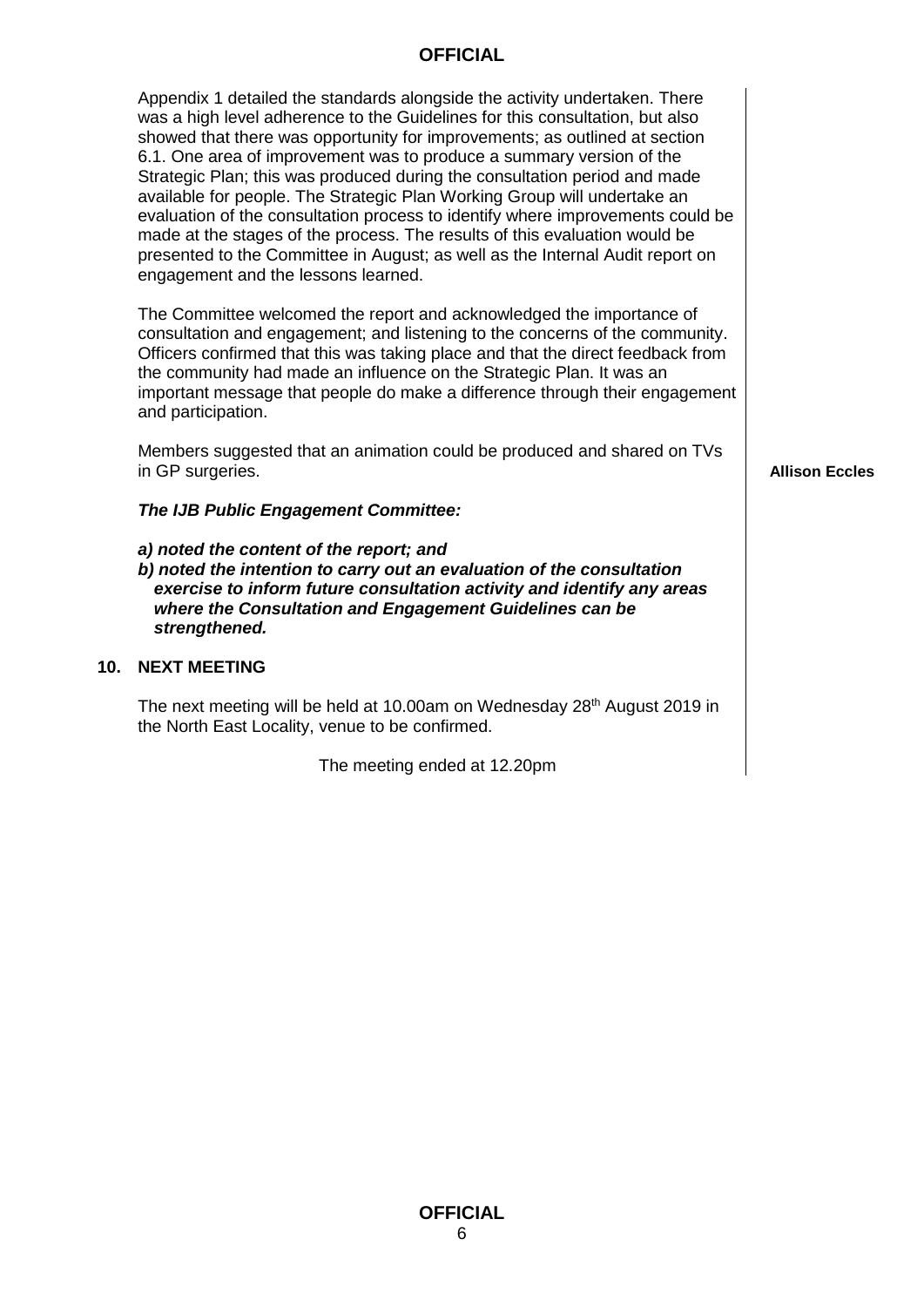Appendix 1 detailed the standards alongside the activity undertaken. There was a high level adherence to the Guidelines for this consultation, but also showed that there was opportunity for improvements; as outlined at section 6.1. One area of improvement was to produce a summary version of the Strategic Plan; this was produced during the consultation period and made available for people. The Strategic Plan Working Group will undertake an evaluation of the consultation process to identify where improvements could be made at the stages of the process. The results of this evaluation would be presented to the Committee in August; as well as the Internal Audit report on engagement and the lessons learned.

The Committee welcomed the report and acknowledged the importance of consultation and engagement; and listening to the concerns of the community. Officers confirmed that this was taking place and that the direct feedback from the community had made an influence on the Strategic Plan. It was an important message that people do make a difference through their engagement and participation.

Members suggested that an animation could be produced and shared on TVs in GP surgeries. **Allison Eccles**

***The IJB Public Engagement Committee:***

***a) noted the content of the report; and***
***b) noted the intention to carry out an evaluation of the consultation exercise to inform future consultation activity and identify any areas where the Consultation and Engagement Guidelines can be strengthened.***

## 10. NEXT MEETING

The next meeting will be held at 10.00am on Wednesday 28th August 2019 in the North East Locality, venue to be confirmed.

The meeting ended at 12.20pm